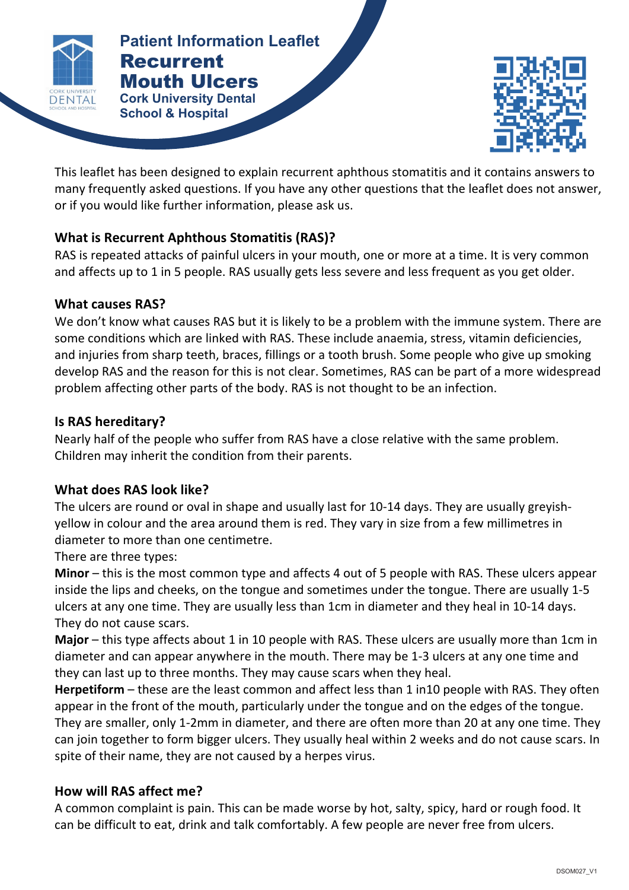**Patient Information Leaflet**

# Recurrent Mouth Ulcers

**Cork University Dental School & Hospital**

This leaflet has been designed to explain recurrent aphthous stomatitis and it contains answers to many frequently asked questions. If you have any other questions that the leaflet does not answer, or if you would like further information, please ask us.

## What is Recurrent Aphthous Stomatitis (RAS)?

RAS is repeated attacks of painful ulcers in your mouth, one or more at a time. It is very common and affects up to 1 in 5 people. RAS usually gets less severe and less frequent as you get older.

## What causes RAS?

We don't know what causes RAS but it is likely to be a problem with the immune system. There are some conditions which are linked with RAS. These include anaemia, stress, vitamin deficiencies, and injuries from sharp teeth, braces, fillings or a tooth brush. Some people who give up smoking develop RAS and the reason for this is not clear. Sometimes, RAS can be part of a more widespread problem affecting other parts of the body. RAS is not thought to be an infection.

## Is RAS hereditary?

Nearly half of the people who suffer from RAS have a close relative with the same problem. Children may inherit the condition from their parents.

## What does RAS look like?

The ulcers are round or oval in shape and usually last for 10-14 days. They are usually greyish-yellow in colour and the area around them is red. They vary in size from a few millimetres in diameter to more than one centimetre.

There are three types:

**Minor** – this is the most common type and affects 4 out of 5 people with RAS. These ulcers appear inside the lips and cheeks, on the tongue and sometimes under the tongue. There are usually 1-5 ulcers at any one time. They are usually less than 1cm in diameter and they heal in 10-14 days. They do not cause scars.

**Major** – this type affects about 1 in 10 people with RAS. These ulcers are usually more than 1cm in diameter and can appear anywhere in the mouth. There may be 1-3 ulcers at any one time and they can last up to three months. They may cause scars when they heal.

**Herpetiform** – these are the least common and affect less than 1 in10 people with RAS. They often appear in the front of the mouth, particularly under the tongue and on the edges of the tongue. They are smaller, only 1-2mm in diameter, and there are often more than 20 at any one time. They can join together to form bigger ulcers. They usually heal within 2 weeks and do not cause scars. In spite of their name, they are not caused by a herpes virus.

## How will RAS affect me?

A common complaint is pain. This can be made worse by hot, salty, spicy, hard or rough food. It can be difficult to eat, drink and talk comfortably. A few people are never free from ulcers.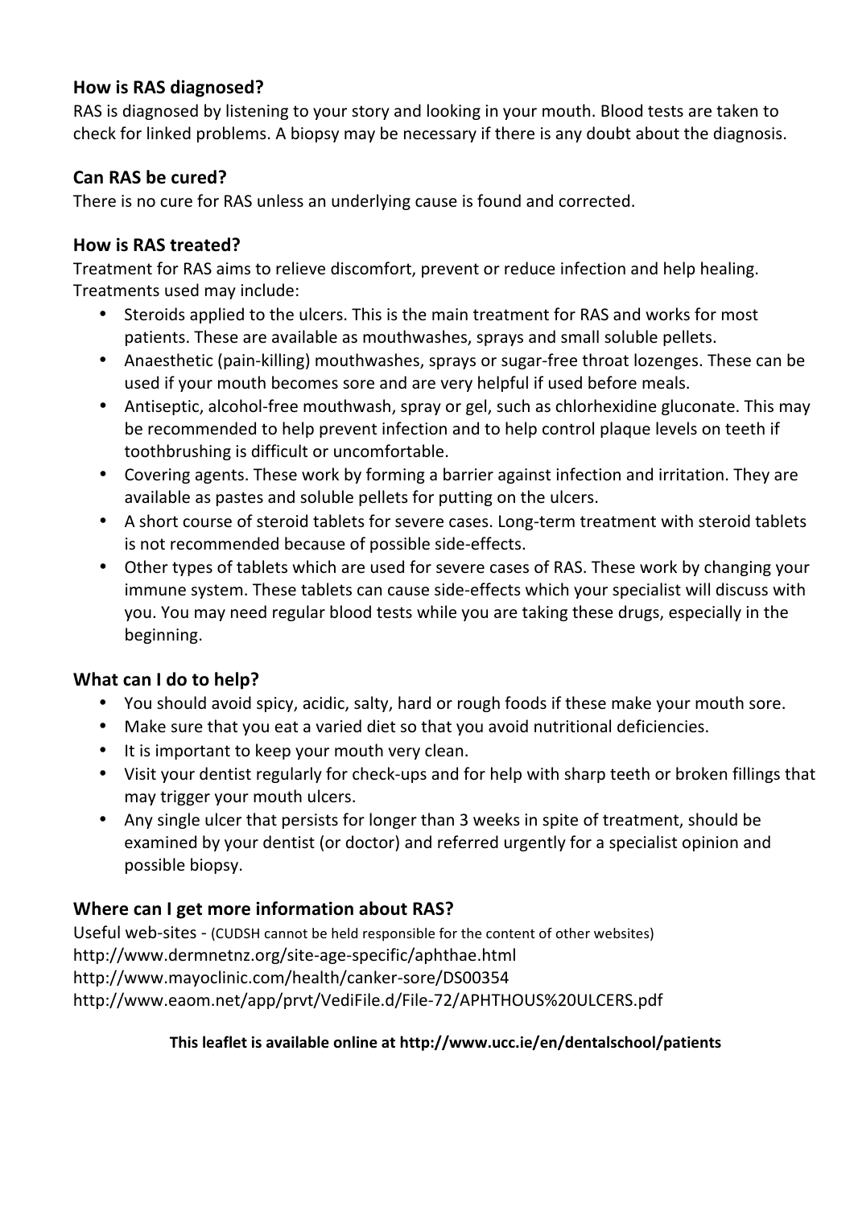## How is RAS diagnosed?

RAS is diagnosed by listening to your story and looking in your mouth. Blood tests are taken to check for linked problems. A biopsy may be necessary if there is any doubt about the diagnosis.

## Can RAS be cured?

There is no cure for RAS unless an underlying cause is found and corrected.

## How is RAS treated?

Treatment for RAS aims to relieve discomfort, prevent or reduce infection and help healing. Treatments used may include:

- Steroids applied to the ulcers. This is the main treatment for RAS and works for most patients. These are available as mouthwashes, sprays and small soluble pellets.
- Anaesthetic (pain-killing) mouthwashes, sprays or sugar-free throat lozenges. These can be used if your mouth becomes sore and are very helpful if used before meals.
- Antiseptic, alcohol-free mouthwash, spray or gel, such as chlorhexidine gluconate. This may be recommended to help prevent infection and to help control plaque levels on teeth if toothbrushing is difficult or uncomfortable.
- Covering agents. These work by forming a barrier against infection and irritation. They are available as pastes and soluble pellets for putting on the ulcers.
- A short course of steroid tablets for severe cases. Long-term treatment with steroid tablets is not recommended because of possible side-effects.
- Other types of tablets which are used for severe cases of RAS. These work by changing your immune system. These tablets can cause side-effects which your specialist will discuss with you. You may need regular blood tests while you are taking these drugs, especially in the beginning.

## What can I do to help?

- You should avoid spicy, acidic, salty, hard or rough foods if these make your mouth sore.
- Make sure that you eat a varied diet so that you avoid nutritional deficiencies.
- It is important to keep your mouth very clean.
- Visit your dentist regularly for check-ups and for help with sharp teeth or broken fillings that may trigger your mouth ulcers.
- Any single ulcer that persists for longer than 3 weeks in spite of treatment, should be examined by your dentist (or doctor) and referred urgently for a specialist opinion and possible biopsy.

## Where can I get more information about RAS?

Useful web-sites - (CUDSH cannot be held responsible for the content of other websites)
http://www.dermnetnz.org/site-age-specific/aphthae.html
http://www.mayoclinic.com/health/canker-sore/DS00354
http://www.eaom.net/app/prvt/VediFile.d/File-72/APHTHOUS%20ULCERS.pdf

**This leaflet is available online at http://www.ucc.ie/en/dentalschool/patients**